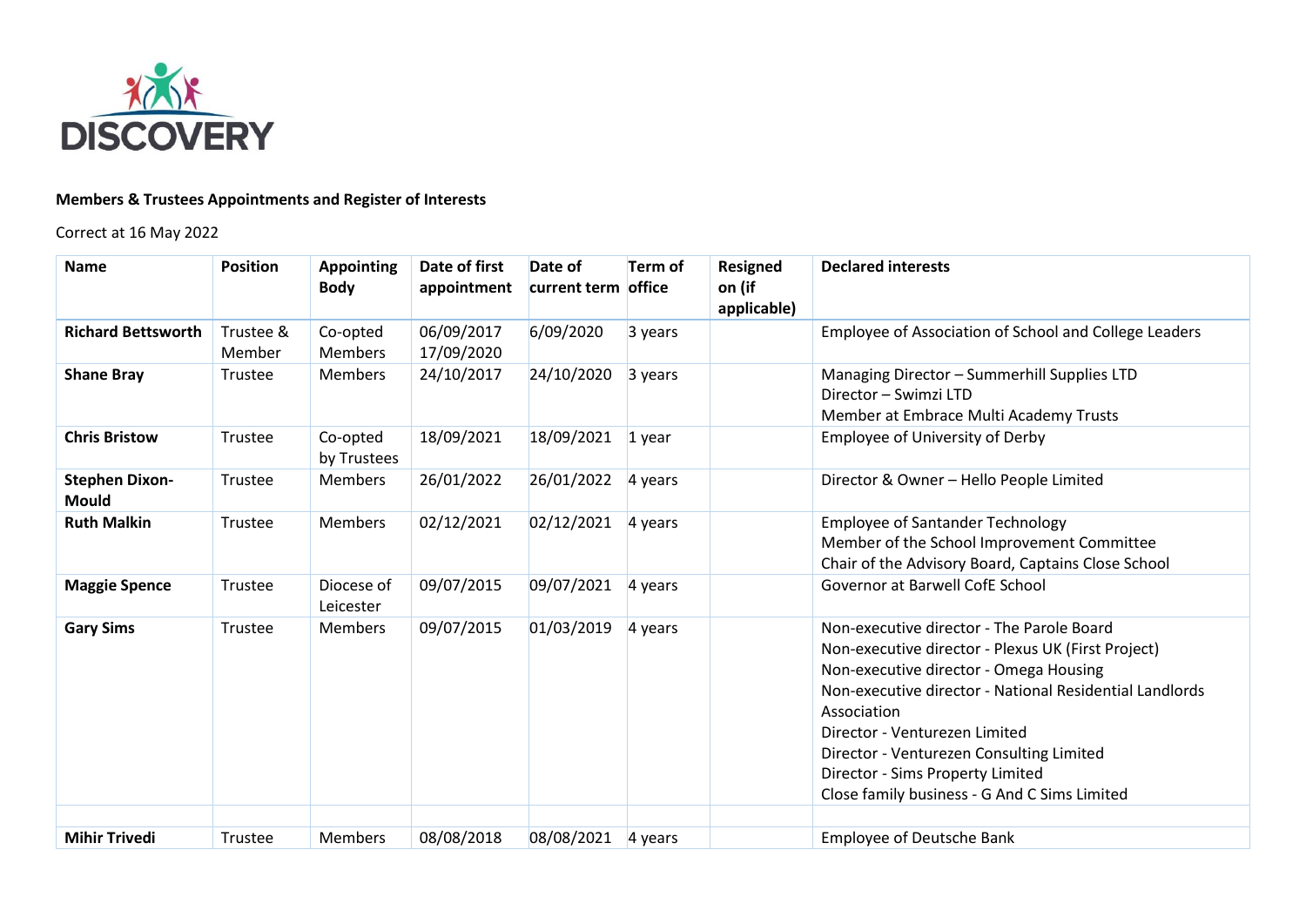DISCOVERY

**Members & Trustees Appointments and Register of Interests**

Correct at 16 May 2022

| Name | Position | Appointing Body | Date of first appointment | Date of current term | Term of office | Resigned on (if applicable) | Declared interests |
|---|---|---|---|---|---|---|---|
| **Richard Bettsworth** | Trustee & Member | Co-opted Members | 06/09/2017 17/09/2020 | 6/09/2020 | 3 years | | Employee of Association of School and College Leaders |
| **Shane Bray** | Trustee | Members | 24/10/2017 | 24/10/2020 | 3 years | | Managing Director – Summerhill Supplies LTD<br>Director – Swimzi LTD<br>Member at Embrace Multi Academy Trusts |
| **Chris Bristow** | Trustee | Co-opted by Trustees | 18/09/2021 | 18/09/2021 | 1 year | | Employee of University of Derby |
| **Stephen Dixon-Mould** | Trustee | Members | 26/01/2022 | 26/01/2022 | 4 years | | Director & Owner – Hello People Limited |
| **Ruth Malkin** | Trustee | Members | 02/12/2021 | 02/12/2021 | 4 years | | Employee of Santander Technology<br>Member of the School Improvement Committee<br>Chair of the Advisory Board, Captains Close School |
| **Maggie Spence** | Trustee | Diocese of Leicester | 09/07/2015 | 09/07/2021 | 4 years | | Governor at Barwell CofE School |
| **Gary Sims** | Trustee | Members | 09/07/2015 | 01/03/2019 | 4 years | | Non-executive director - The Parole Board<br>Non-executive director - Plexus UK (First Project)<br>Non-executive director - Omega Housing<br>Non-executive director - National Residential Landlords Association<br>Director - Venturezen Limited<br>Director - Venturezen Consulting Limited<br>Director - Sims Property Limited<br>Close family business - G And C Sims Limited |
| | | | | | | | |
| **Mihir Trivedi** | Trustee | Members | 08/08/2018 | 08/08/2021 | 4 years | | Employee of Deutsche Bank |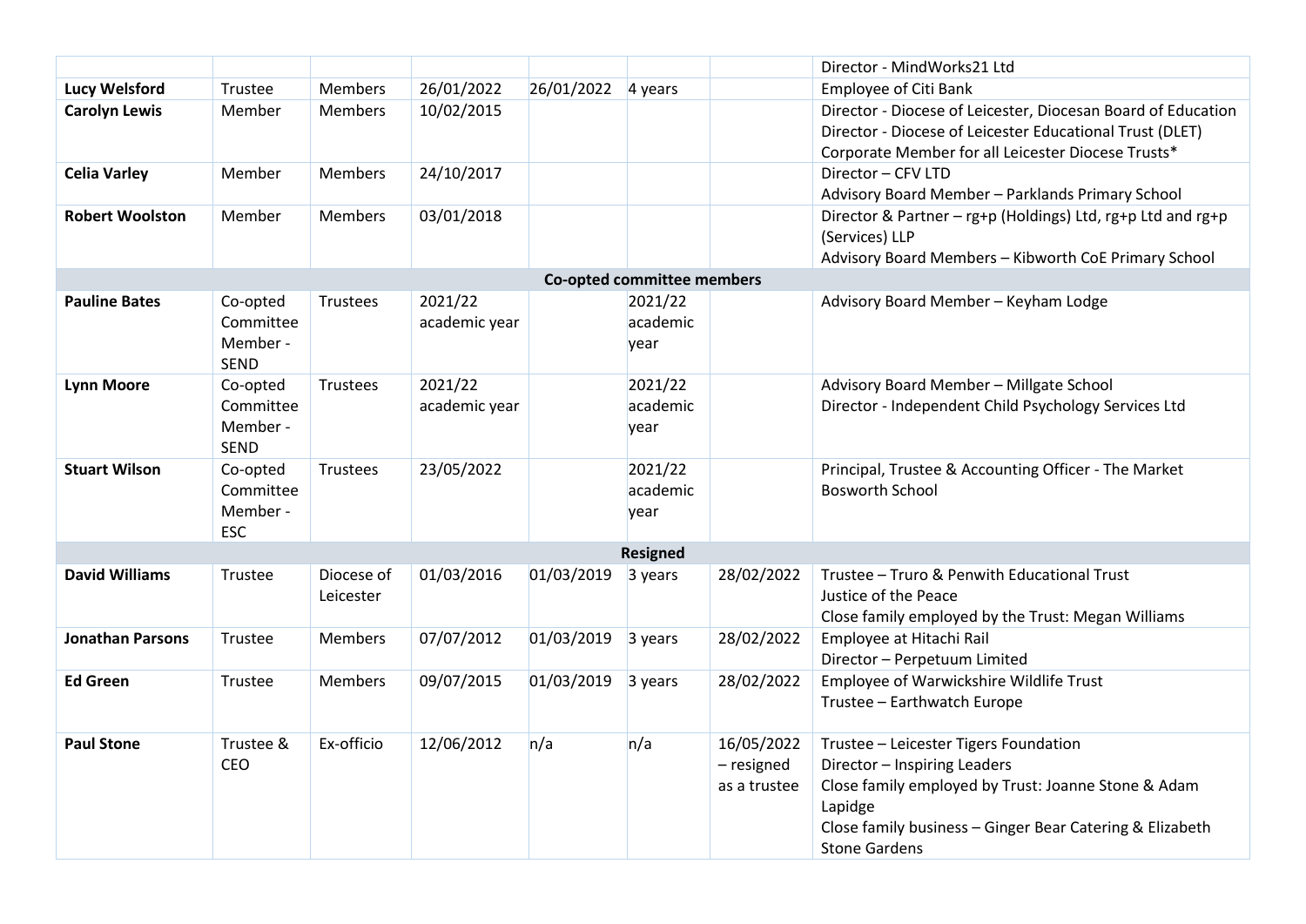| | | | | | | | |
|---|---|---|---|---|---|---|---|
| | | | | | | | Director - MindWorks21 Ltd |
| **Lucy Welsford** | Trustee | Members | 26/01/2022 | 26/01/2022 | 4 years | | Employee of Citi Bank |
| **Carolyn Lewis** | Member | Members | 10/02/2015 | | | | Director - Diocese of Leicester, Diocesan Board of Education<br>Director - Diocese of Leicester Educational Trust (DLET)<br>Corporate Member for all Leicester Diocese Trusts* |
| **Celia Varley** | Member | Members | 24/10/2017 | | | | Director – CFV LTD<br>Advisory Board Member – Parklands Primary School |
| **Robert Woolston** | Member | Members | 03/01/2018 | | | | Director & Partner – rg+p (Holdings) Ltd, rg+p Ltd and rg+p (Services) LLP<br>Advisory Board Members – Kibworth CoE Primary School |
| **Co-opted committee members** | | | | | | | |
| **Pauline Bates** | Co-opted Committee Member - SEND | Trustees | 2021/22 academic year | | 2021/22 academic year | | Advisory Board Member – Keyham Lodge |
| **Lynn Moore** | Co-opted Committee Member - SEND | Trustees | 2021/22 academic year | | 2021/22 academic year | | Advisory Board Member – Millgate School<br>Director - Independent Child Psychology Services Ltd |
| **Stuart Wilson** | Co-opted Committee Member - ESC | Trustees | 23/05/2022 | | 2021/22 academic year | | Principal, Trustee & Accounting Officer - The Market Bosworth School |
| **Resigned** | | | | | | | |
| **David Williams** | Trustee | Diocese of Leicester | 01/03/2016 | 01/03/2019 | 3 years | 28/02/2022 | Trustee – Truro & Penwith Educational Trust<br>Justice of the Peace<br>Close family employed by the Trust: Megan Williams |
| **Jonathan Parsons** | Trustee | Members | 07/07/2012 | 01/03/2019 | 3 years | 28/02/2022 | Employee at Hitachi Rail<br>Director – Perpetuum Limited |
| **Ed Green** | Trustee | Members | 09/07/2015 | 01/03/2019 | 3 years | 28/02/2022 | Employee of Warwickshire Wildlife Trust<br>Trustee – Earthwatch Europe |
| **Paul Stone** | Trustee & CEO | Ex-officio | 12/06/2012 | n/a | n/a | 16/05/2022 – resigned as a trustee | Trustee – Leicester Tigers Foundation<br>Director – Inspiring Leaders<br>Close family employed by Trust: Joanne Stone & Adam Lapidge<br>Close family business – Ginger Bear Catering & Elizabeth Stone Gardens |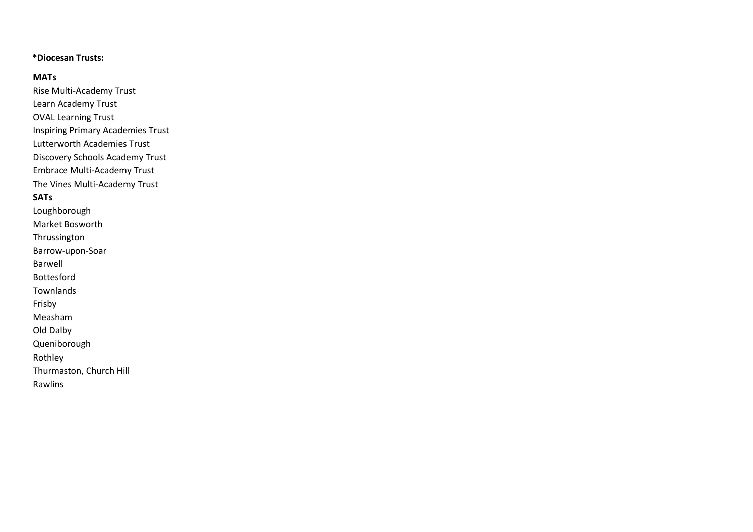**\*Diocesan Trusts:**

**MATs**

Rise Multi-Academy Trust
Learn Academy Trust
OVAL Learning Trust
Inspiring Primary Academies Trust
Lutterworth Academies Trust
Discovery Schools Academy Trust
Embrace Multi-Academy Trust
The Vines Multi-Academy Trust

**SATs**

Loughborough
Market Bosworth
Thrussington
Barrow-upon-Soar
Barwell
Bottesford
Townlands
Frisby
Measham
Old Dalby
Queniborough
Rothley
Thurmaston, Church Hill
Rawlins